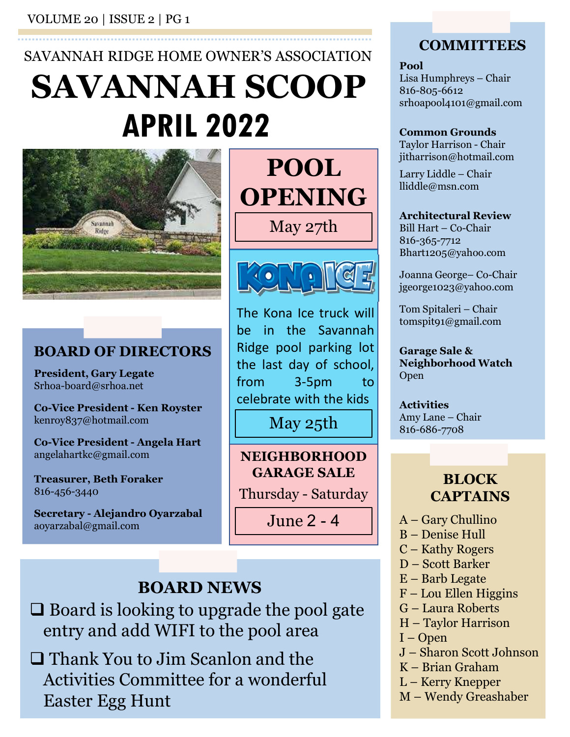SAVANNAH RIDGE HOME OWNER'S ASSOCIATION

# SAVANNAH SCOOP

## APRIL 2022

## POOL OPENING

May 27th

KONA ICE

The Kona Ice truck will be in the Savannah Ridge pool parking lot the last day of school, from 3-5pm to celebrate with the kids

May 25th

## NEIGHBORHOOD GARAGE SALE

Thursday - Saturday

June 2 - 4

## BOARD OF DIRECTORS

**President, Gary Legate**
Srhoa-board@srhoa.net

**Co-Vice President - Ken Royster**
kenroy837@hotmail.com

**Co-Vice President - Angela Hart**
angelahartkc@gmail.com

**Treasurer, Beth Foraker**
816-456-3440

**Secretary - Alejandro Oyarzabal**
aoyarzabal@gmail.com

## BOARD NEWS

- Board is looking to upgrade the pool gate entry and add WIFI to the pool area
- Thank You to Jim Scanlon and the Activities Committee for a wonderful Easter Egg Hunt

## COMMITTEES

**Pool**
Lisa Humphreys – Chair
816-805-6612
srhoapool4101@gmail.com

**Common Grounds**
Taylor Harrison - Chair
jitharrison@hotmail.com

Larry Liddle – Chair
lliddle@msn.com

**Architectural Review**
Bill Hart – Co-Chair
816-365-7712
Bhart1205@yahoo.com

Joanna George– Co-Chair
jgeorge1023@yahoo.com

Tom Spitaleri – Chair
tomspit91@gmail.com

**Garage Sale & Neighborhood Watch**
Open

**Activities**
Amy Lane – Chair
816-686-7708

## BLOCK CAPTAINS

A – Gary Chullino
B – Denise Hull
C – Kathy Rogers
D – Scott Barker
E – Barb Legate
F – Lou Ellen Higgins
G – Laura Roberts
H – Taylor Harrison
I – Open
J – Sharon Scott Johnson
K – Brian Graham
L – Kerry Knepper
M – Wendy Greashaber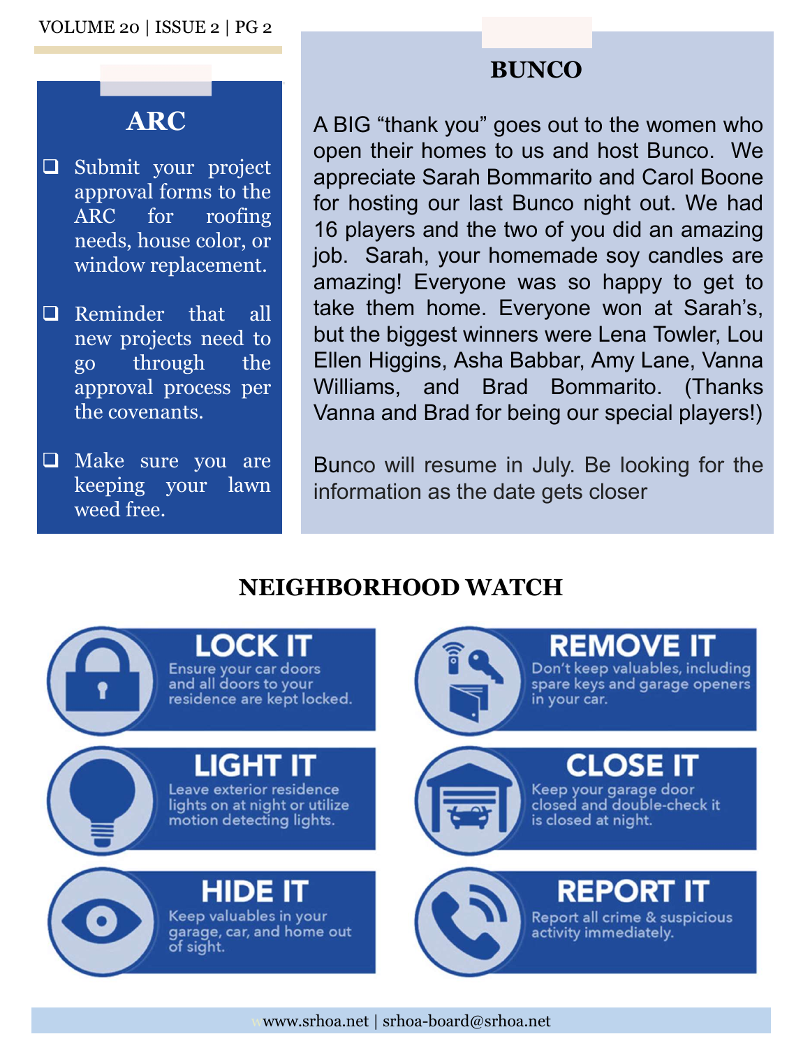## ARC

- Submit your project approval forms to the ARC for roofing needs, house color, or window replacement.
- Reminder that all new projects need to go through the approval process per the covenants.
- Make sure you are keeping your lawn weed free.

## BUNCO

A BIG "thank you" goes out to the women who open their homes to us and host Bunco. We appreciate Sarah Bommarito and Carol Boone for hosting our last Bunco night out. We had 16 players and the two of you did an amazing job. Sarah, your homemade soy candles are amazing! Everyone was so happy to get to take them home. Everyone won at Sarah's, but the biggest winners were Lena Towler, Lou Ellen Higgins, Asha Babbar, Amy Lane, Vanna Williams, and Brad Bommarito. (Thanks Vanna and Brad for being our special players!)

Bunco will resume in July. Be looking for the information as the date gets closer

## NEIGHBORHOOD WATCH

**LOCK IT**
Ensure your car doors and all doors to your residence are kept locked.

**REMOVE IT**
Don't keep valuables, including spare keys and garage openers in your car.

**LIGHT IT**
Leave exterior residence lights on at night or utilize motion detecting lights.

**CLOSE IT**
Keep your garage door closed and double-check it is closed at night.

**HIDE IT**
Keep valuables in your garage, car, and home out of sight.

**REPORT IT**
Report all crime & suspicious activity immediately.

www.srhoa.net | srhoa-board@srhoa.net